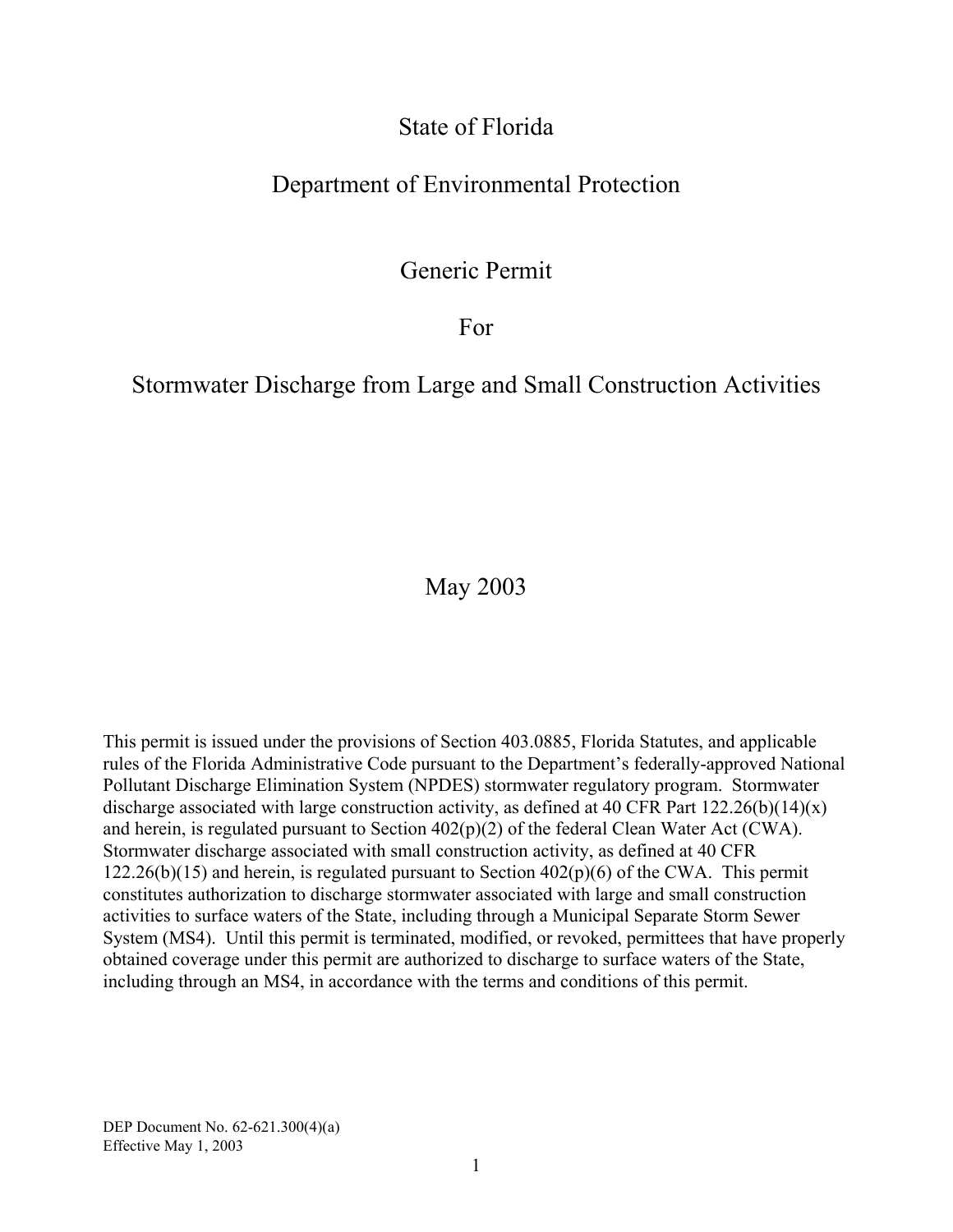# State of Florida

# Department of Environmental Protection

# Generic Permit

# For

# Stormwater Discharge from Large and Small Construction Activities

May 2003

This permit is issued under the provisions of Section 403.0885, Florida Statutes, and applicable rules of the Florida Administrative Code pursuant to the Department's federally-approved National Pollutant Discharge Elimination System (NPDES) stormwater regulatory program. Stormwater discharge associated with large construction activity, as defined at 40 CFR Part 122.26(b)(14)(x) and herein, is regulated pursuant to Section 402(p)(2) of the federal Clean Water Act (CWA). Stormwater discharge associated with small construction activity, as defined at 40 CFR 122.26(b)(15) and herein, is regulated pursuant to Section 402(p)(6) of the CWA. This permit constitutes authorization to discharge stormwater associated with large and small construction activities to surface waters of the State, including through a Municipal Separate Storm Sewer System (MS4). Until this permit is terminated, modified, or revoked, permittees that have properly obtained coverage under this permit are authorized to discharge to surface waters of the State, including through an MS4, in accordance with the terms and conditions of this permit.

DEP Document No. 62-621.300(4)(a)
Effective May 1, 2003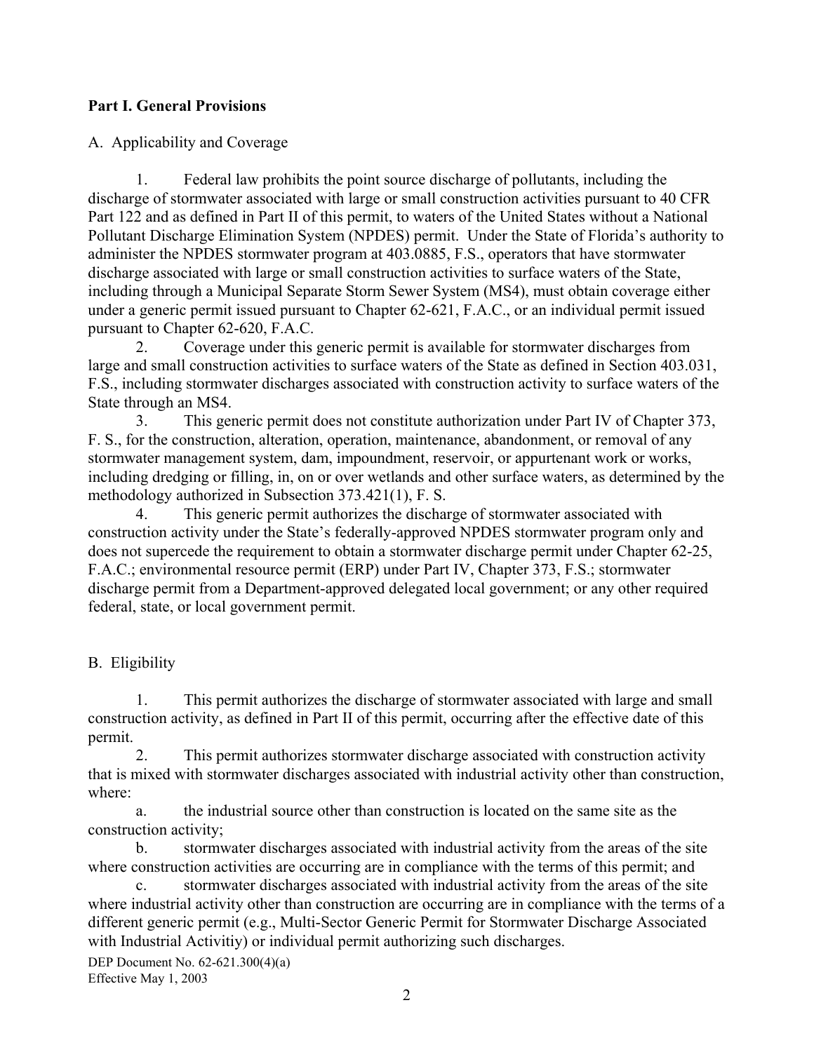## Part I. General Provisions

A. Applicability and Coverage

1. Federal law prohibits the point source discharge of pollutants, including the discharge of stormwater associated with large or small construction activities pursuant to 40 CFR Part 122 and as defined in Part II of this permit, to waters of the United States without a National Pollutant Discharge Elimination System (NPDES) permit. Under the State of Florida's authority to administer the NPDES stormwater program at 403.0885, F.S., operators that have stormwater discharge associated with large or small construction activities to surface waters of the State, including through a Municipal Separate Storm Sewer System (MS4), must obtain coverage either under a generic permit issued pursuant to Chapter 62-621, F.A.C., or an individual permit issued pursuant to Chapter 62-620, F.A.C.

2. Coverage under this generic permit is available for stormwater discharges from large and small construction activities to surface waters of the State as defined in Section 403.031, F.S., including stormwater discharges associated with construction activity to surface waters of the State through an MS4.

3. This generic permit does not constitute authorization under Part IV of Chapter 373, F. S., for the construction, alteration, operation, maintenance, abandonment, or removal of any stormwater management system, dam, impoundment, reservoir, or appurtenant work or works, including dredging or filling, in, on or over wetlands and other surface waters, as determined by the methodology authorized in Subsection 373.421(1), F. S.

4. This generic permit authorizes the discharge of stormwater associated with construction activity under the State's federally-approved NPDES stormwater program only and does not supercede the requirement to obtain a stormwater discharge permit under Chapter 62-25, F.A.C.; environmental resource permit (ERP) under Part IV, Chapter 373, F.S.; stormwater discharge permit from a Department-approved delegated local government; or any other required federal, state, or local government permit.

B. Eligibility

1. This permit authorizes the discharge of stormwater associated with large and small construction activity, as defined in Part II of this permit, occurring after the effective date of this permit.

2. This permit authorizes stormwater discharge associated with construction activity that is mixed with stormwater discharges associated with industrial activity other than construction, where:

   a. the industrial source other than construction is located on the same site as the construction activity;

   b. stormwater discharges associated with industrial activity from the areas of the site where construction activities are occurring are in compliance with the terms of this permit; and

   c. stormwater discharges associated with industrial activity from the areas of the site where industrial activity other than construction are occurring are in compliance with the terms of a different generic permit (e.g., Multi-Sector Generic Permit for Stormwater Discharge Associated with Industrial Activitiy) or individual permit authorizing such discharges.

DEP Document No. 62-621.300(4)(a)
Effective May 1, 2003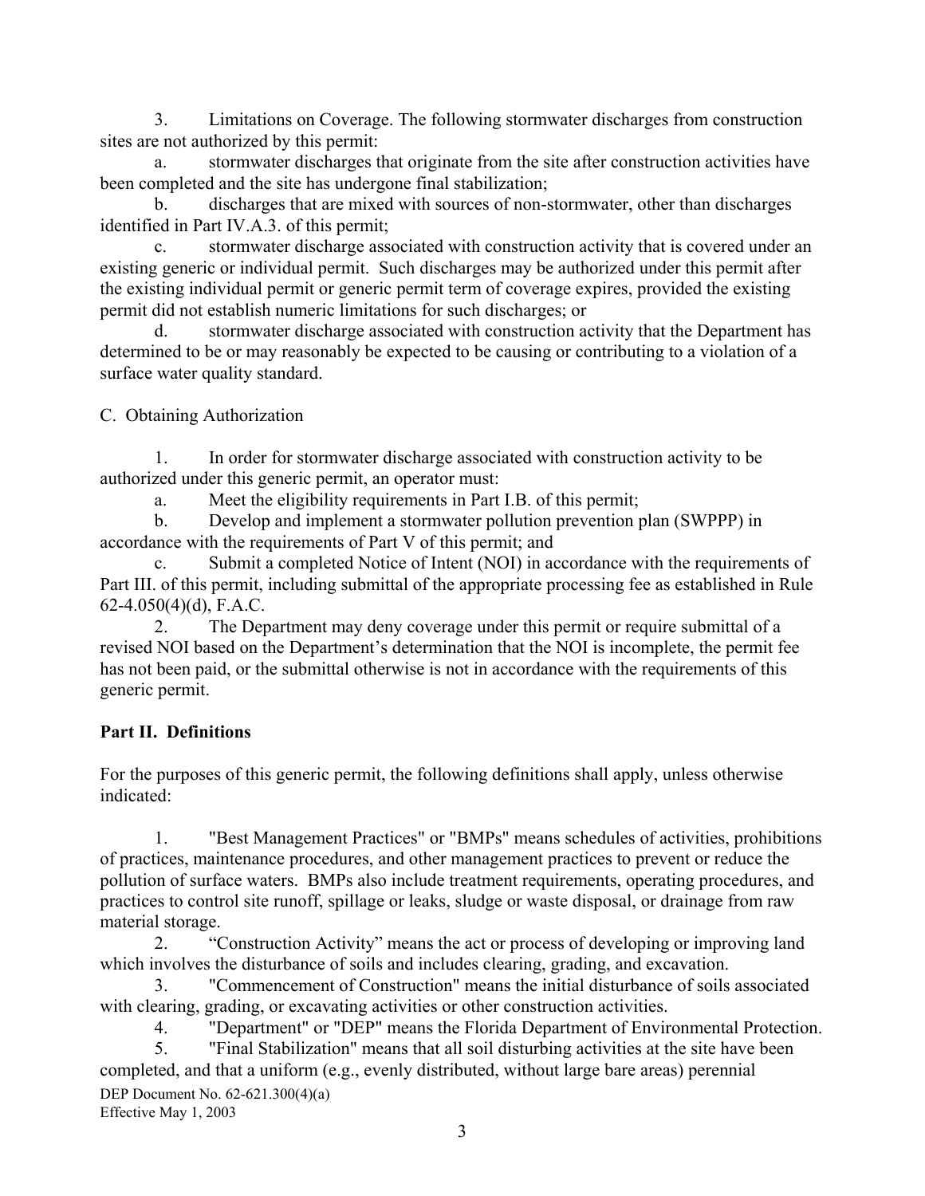3. Limitations on Coverage. The following stormwater discharges from construction sites are not authorized by this permit:

a. stormwater discharges that originate from the site after construction activities have been completed and the site has undergone final stabilization;

b. discharges that are mixed with sources of non-stormwater, other than discharges identified in Part IV.A.3. of this permit;

c. stormwater discharge associated with construction activity that is covered under an existing generic or individual permit. Such discharges may be authorized under this permit after the existing individual permit or generic permit term of coverage expires, provided the existing permit did not establish numeric limitations for such discharges; or

d. stormwater discharge associated with construction activity that the Department has determined to be or may reasonably be expected to be causing or contributing to a violation of a surface water quality standard.

C. Obtaining Authorization

1. In order for stormwater discharge associated with construction activity to be authorized under this generic permit, an operator must:

a. Meet the eligibility requirements in Part I.B. of this permit;

b. Develop and implement a stormwater pollution prevention plan (SWPPP) in accordance with the requirements of Part V of this permit; and

c. Submit a completed Notice of Intent (NOI) in accordance with the requirements of Part III. of this permit, including submittal of the appropriate processing fee as established in Rule 62-4.050(4)(d), F.A.C.

2. The Department may deny coverage under this permit or require submittal of a revised NOI based on the Department's determination that the NOI is incomplete, the permit fee has not been paid, or the submittal otherwise is not in accordance with the requirements of this generic permit.

## Part II. Definitions

For the purposes of this generic permit, the following definitions shall apply, unless otherwise indicated:

1. "Best Management Practices" or "BMPs" means schedules of activities, prohibitions of practices, maintenance procedures, and other management practices to prevent or reduce the pollution of surface waters. BMPs also include treatment requirements, operating procedures, and practices to control site runoff, spillage or leaks, sludge or waste disposal, or drainage from raw material storage.

2. "Construction Activity" means the act or process of developing or improving land which involves the disturbance of soils and includes clearing, grading, and excavation.

3. "Commencement of Construction" means the initial disturbance of soils associated with clearing, grading, or excavating activities or other construction activities.

4. "Department" or "DEP" means the Florida Department of Environmental Protection.

5. "Final Stabilization" means that all soil disturbing activities at the site have been completed, and that a uniform (e.g., evenly distributed, without large bare areas) perennial

DEP Document No. 62-621.300(4)(a)
Effective May 1, 2003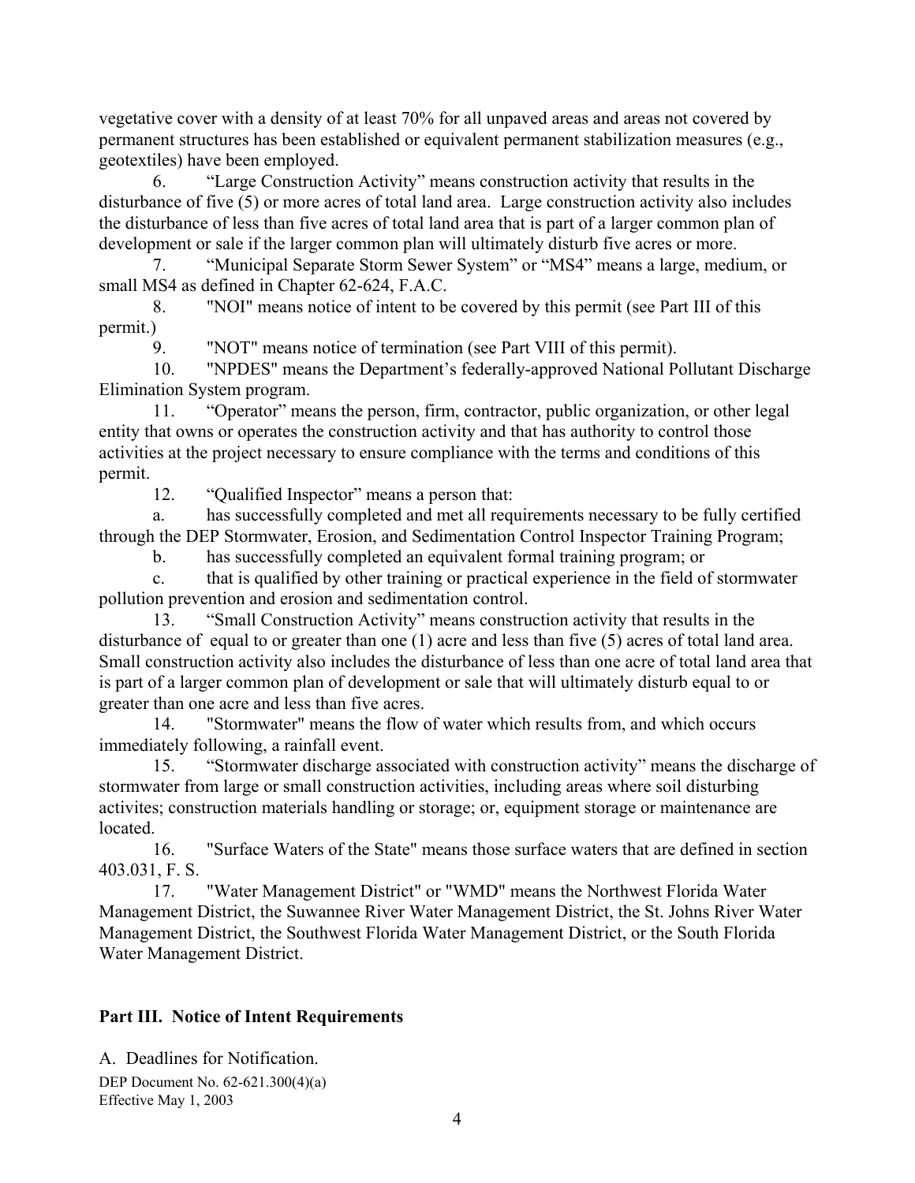vegetative cover with a density of at least 70% for all unpaved areas and areas not covered by permanent structures has been established or equivalent permanent stabilization measures (e.g., geotextiles) have been employed.

6. “Large Construction Activity” means construction activity that results in the disturbance of five (5) or more acres of total land area. Large construction activity also includes the disturbance of less than five acres of total land area that is part of a larger common plan of development or sale if the larger common plan will ultimately disturb five acres or more.

7. “Municipal Separate Storm Sewer System” or “MS4” means a large, medium, or small MS4 as defined in Chapter 62-624, F.A.C.

8. "NOI" means notice of intent to be covered by this permit (see Part III of this permit.)

9. "NOT" means notice of termination (see Part VIII of this permit).

10. "NPDES" means the Department’s federally-approved National Pollutant Discharge Elimination System program.

11. “Operator” means the person, firm, contractor, public organization, or other legal entity that owns or operates the construction activity and that has authority to control those activities at the project necessary to ensure compliance with the terms and conditions of this permit.

12. “Qualified Inspector” means a person that:

a. has successfully completed and met all requirements necessary to be fully certified through the DEP Stormwater, Erosion, and Sedimentation Control Inspector Training Program;

b. has successfully completed an equivalent formal training program; or

c. that is qualified by other training or practical experience in the field of stormwater pollution prevention and erosion and sedimentation control.

13. “Small Construction Activity” means construction activity that results in the disturbance of equal to or greater than one (1) acre and less than five (5) acres of total land area. Small construction activity also includes the disturbance of less than one acre of total land area that is part of a larger common plan of development or sale that will ultimately disturb equal to or greater than one acre and less than five acres.

14. "Stormwater" means the flow of water which results from, and which occurs immediately following, a rainfall event.

15. “Stormwater discharge associated with construction activity” means the discharge of stormwater from large or small construction activities, including areas where soil disturbing activites; construction materials handling or storage; or, equipment storage or maintenance are located.

16. "Surface Waters of the State" means those surface waters that are defined in section 403.031, F. S.

17. "Water Management District" or "WMD" means the Northwest Florida Water Management District, the Suwannee River Water Management District, the St. Johns River Water Management District, the Southwest Florida Water Management District, or the South Florida Water Management District.

## Part III. Notice of Intent Requirements

A. Deadlines for Notification.

DEP Document No. 62-621.300(4)(a)
Effective May 1, 2003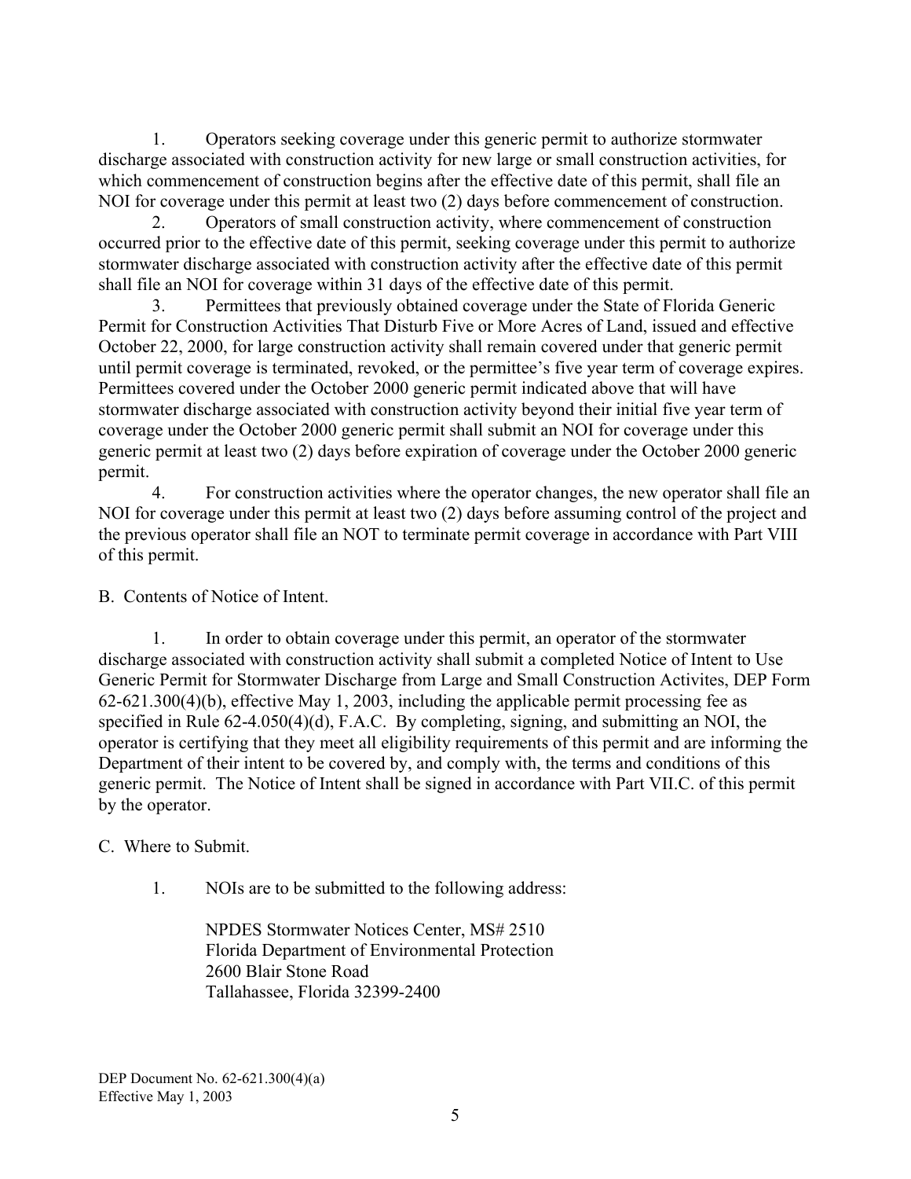1. Operators seeking coverage under this generic permit to authorize stormwater discharge associated with construction activity for new large or small construction activities, for which commencement of construction begins after the effective date of this permit, shall file an NOI for coverage under this permit at least two (2) days before commencement of construction.

2. Operators of small construction activity, where commencement of construction occurred prior to the effective date of this permit, seeking coverage under this permit to authorize stormwater discharge associated with construction activity after the effective date of this permit shall file an NOI for coverage within 31 days of the effective date of this permit.

3. Permittees that previously obtained coverage under the State of Florida Generic Permit for Construction Activities That Disturb Five or More Acres of Land, issued and effective October 22, 2000, for large construction activity shall remain covered under that generic permit until permit coverage is terminated, revoked, or the permittee's five year term of coverage expires. Permittees covered under the October 2000 generic permit indicated above that will have stormwater discharge associated with construction activity beyond their initial five year term of coverage under the October 2000 generic permit shall submit an NOI for coverage under this generic permit at least two (2) days before expiration of coverage under the October 2000 generic permit.

4. For construction activities where the operator changes, the new operator shall file an NOI for coverage under this permit at least two (2) days before assuming control of the project and the previous operator shall file an NOT to terminate permit coverage in accordance with Part VIII of this permit.

B. Contents of Notice of Intent.

1. In order to obtain coverage under this permit, an operator of the stormwater discharge associated with construction activity shall submit a completed Notice of Intent to Use Generic Permit for Stormwater Discharge from Large and Small Construction Activites, DEP Form 62-621.300(4)(b), effective May 1, 2003, including the applicable permit processing fee as specified in Rule 62-4.050(4)(d), F.A.C. By completing, signing, and submitting an NOI, the operator is certifying that they meet all eligibility requirements of this permit and are informing the Department of their intent to be covered by, and comply with, the terms and conditions of this generic permit. The Notice of Intent shall be signed in accordance with Part VII.C. of this permit by the operator.

C. Where to Submit.

1. NOIs are to be submitted to the following address:

NPDES Stormwater Notices Center, MS# 2510
Florida Department of Environmental Protection
2600 Blair Stone Road
Tallahassee, Florida 32399-2400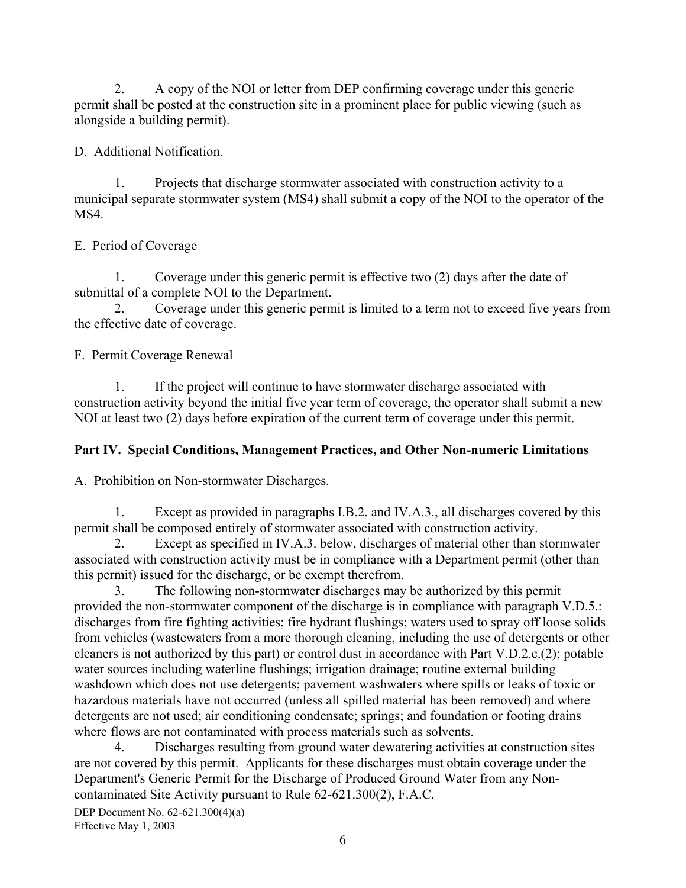2. A copy of the NOI or letter from DEP confirming coverage under this generic permit shall be posted at the construction site in a prominent place for public viewing (such as alongside a building permit).

D. Additional Notification.

1. Projects that discharge stormwater associated with construction activity to a municipal separate stormwater system (MS4) shall submit a copy of the NOI to the operator of the MS4.

E. Period of Coverage

1. Coverage under this generic permit is effective two (2) days after the date of submittal of a complete NOI to the Department.
2. Coverage under this generic permit is limited to a term not to exceed five years from the effective date of coverage.

F. Permit Coverage Renewal

1. If the project will continue to have stormwater discharge associated with construction activity beyond the initial five year term of coverage, the operator shall submit a new NOI at least two (2) days before expiration of the current term of coverage under this permit.

**Part IV. Special Conditions, Management Practices, and Other Non-numeric Limitations**

A. Prohibition on Non-stormwater Discharges.

1. Except as provided in paragraphs I.B.2. and IV.A.3., all discharges covered by this permit shall be composed entirely of stormwater associated with construction activity.
2. Except as specified in IV.A.3. below, discharges of material other than stormwater associated with construction activity must be in compliance with a Department permit (other than this permit) issued for the discharge, or be exempt therefrom.
3. The following non-stormwater discharges may be authorized by this permit provided the non-stormwater component of the discharge is in compliance with paragraph V.D.5.: discharges from fire fighting activities; fire hydrant flushings; waters used to spray off loose solids from vehicles (wastewaters from a more thorough cleaning, including the use of detergents or other cleaners is not authorized by this part) or control dust in accordance with Part V.D.2.c.(2); potable water sources including waterline flushings; irrigation drainage; routine external building washdown which does not use detergents; pavement washwaters where spills or leaks of toxic or hazardous materials have not occurred (unless all spilled material has been removed) and where detergents are not used; air conditioning condensate; springs; and foundation or footing drains where flows are not contaminated with process materials such as solvents.
4. Discharges resulting from ground water dewatering activities at construction sites are not covered by this permit. Applicants for these discharges must obtain coverage under the Department's Generic Permit for the Discharge of Produced Ground Water from any Non-contaminated Site Activity pursuant to Rule 62-621.300(2), F.A.C.

DEP Document No. 62-621.300(4)(a)
Effective May 1, 2003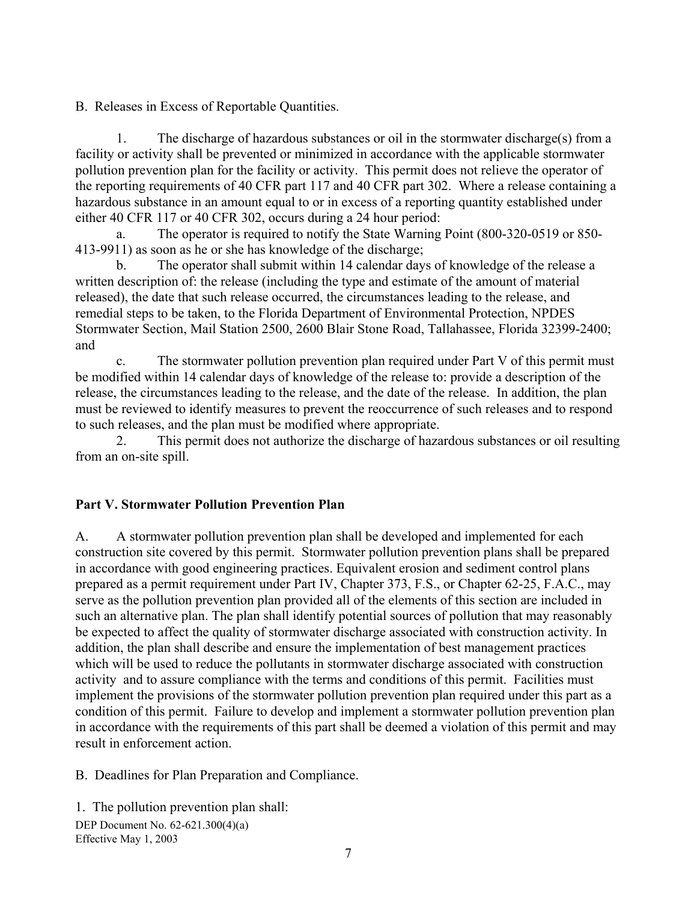B. Releases in Excess of Reportable Quantities.

1. The discharge of hazardous substances or oil in the stormwater discharge(s) from a facility or activity shall be prevented or minimized in accordance with the applicable stormwater pollution prevention plan for the facility or activity. This permit does not relieve the operator of the reporting requirements of 40 CFR part 117 and 40 CFR part 302. Where a release containing a hazardous substance in an amount equal to or in excess of a reporting quantity established under either 40 CFR 117 or 40 CFR 302, occurs during a 24 hour period:

a. The operator is required to notify the State Warning Point (800-320-0519 or 850-413-9911) as soon as he or she has knowledge of the discharge;

b. The operator shall submit within 14 calendar days of knowledge of the release a written description of: the release (including the type and estimate of the amount of material released), the date that such release occurred, the circumstances leading to the release, and remedial steps to be taken, to the Florida Department of Environmental Protection, NPDES Stormwater Section, Mail Station 2500, 2600 Blair Stone Road, Tallahassee, Florida 32399-2400; and

c. The stormwater pollution prevention plan required under Part V of this permit must be modified within 14 calendar days of knowledge of the release to: provide a description of the release, the circumstances leading to the release, and the date of the release. In addition, the plan must be reviewed to identify measures to prevent the reoccurrence of such releases and to respond to such releases, and the plan must be modified where appropriate.

2. This permit does not authorize the discharge of hazardous substances or oil resulting from an on-site spill.

## Part V. Stormwater Pollution Prevention Plan

A. A stormwater pollution prevention plan shall be developed and implemented for each construction site covered by this permit. Stormwater pollution prevention plans shall be prepared in accordance with good engineering practices. Equivalent erosion and sediment control plans prepared as a permit requirement under Part IV, Chapter 373, F.S., or Chapter 62-25, F.A.C., may serve as the pollution prevention plan provided all of the elements of this section are included in such an alternative plan. The plan shall identify potential sources of pollution that may reasonably be expected to affect the quality of stormwater discharge associated with construction activity. In addition, the plan shall describe and ensure the implementation of best management practices which will be used to reduce the pollutants in stormwater discharge associated with construction activity and to assure compliance with the terms and conditions of this permit. Facilities must implement the provisions of the stormwater pollution prevention plan required under this part as a condition of this permit. Failure to develop and implement a stormwater pollution prevention plan in accordance with the requirements of this part shall be deemed a violation of this permit and may result in enforcement action.

B. Deadlines for Plan Preparation and Compliance.

1. The pollution prevention plan shall: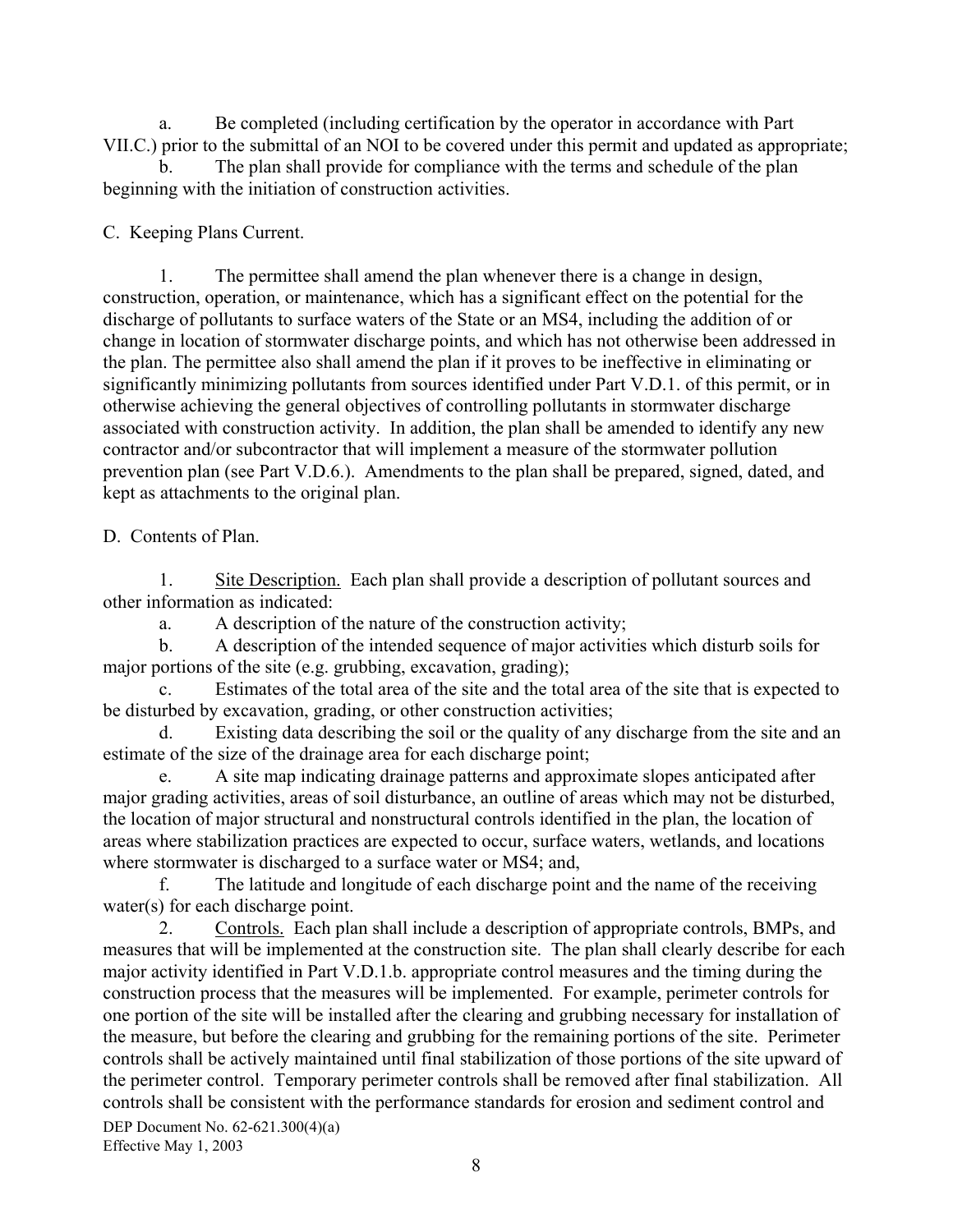a. Be completed (including certification by the operator in accordance with Part VII.C.) prior to the submittal of an NOI to be covered under this permit and updated as appropriate;

b. The plan shall provide for compliance with the terms and schedule of the plan beginning with the initiation of construction activities.

C. Keeping Plans Current.

1. The permittee shall amend the plan whenever there is a change in design, construction, operation, or maintenance, which has a significant effect on the potential for the discharge of pollutants to surface waters of the State or an MS4, including the addition of or change in location of stormwater discharge points, and which has not otherwise been addressed in the plan. The permittee also shall amend the plan if it proves to be ineffective in eliminating or significantly minimizing pollutants from sources identified under Part V.D.1. of this permit, or in otherwise achieving the general objectives of controlling pollutants in stormwater discharge associated with construction activity. In addition, the plan shall be amended to identify any new contractor and/or subcontractor that will implement a measure of the stormwater pollution prevention plan (see Part V.D.6.). Amendments to the plan shall be prepared, signed, dated, and kept as attachments to the original plan.

D. Contents of Plan.

1. Site Description. Each plan shall provide a description of pollutant sources and other information as indicated:

a. A description of the nature of the construction activity;

b. A description of the intended sequence of major activities which disturb soils for major portions of the site (e.g. grubbing, excavation, grading);

c. Estimates of the total area of the site and the total area of the site that is expected to be disturbed by excavation, grading, or other construction activities;

d. Existing data describing the soil or the quality of any discharge from the site and an estimate of the size of the drainage area for each discharge point;

e. A site map indicating drainage patterns and approximate slopes anticipated after major grading activities, areas of soil disturbance, an outline of areas which may not be disturbed, the location of major structural and nonstructural controls identified in the plan, the location of areas where stabilization practices are expected to occur, surface waters, wetlands, and locations where stormwater is discharged to a surface water or MS4; and,

f. The latitude and longitude of each discharge point and the name of the receiving water(s) for each discharge point.

2. Controls. Each plan shall include a description of appropriate controls, BMPs, and measures that will be implemented at the construction site. The plan shall clearly describe for each major activity identified in Part V.D.1.b. appropriate control measures and the timing during the construction process that the measures will be implemented. For example, perimeter controls for one portion of the site will be installed after the clearing and grubbing necessary for installation of the measure, but before the clearing and grubbing for the remaining portions of the site. Perimeter controls shall be actively maintained until final stabilization of those portions of the site upward of the perimeter control. Temporary perimeter controls shall be removed after final stabilization. All controls shall be consistent with the performance standards for erosion and sediment control and

DEP Document No. 62-621.300(4)(a)
Effective May 1, 2003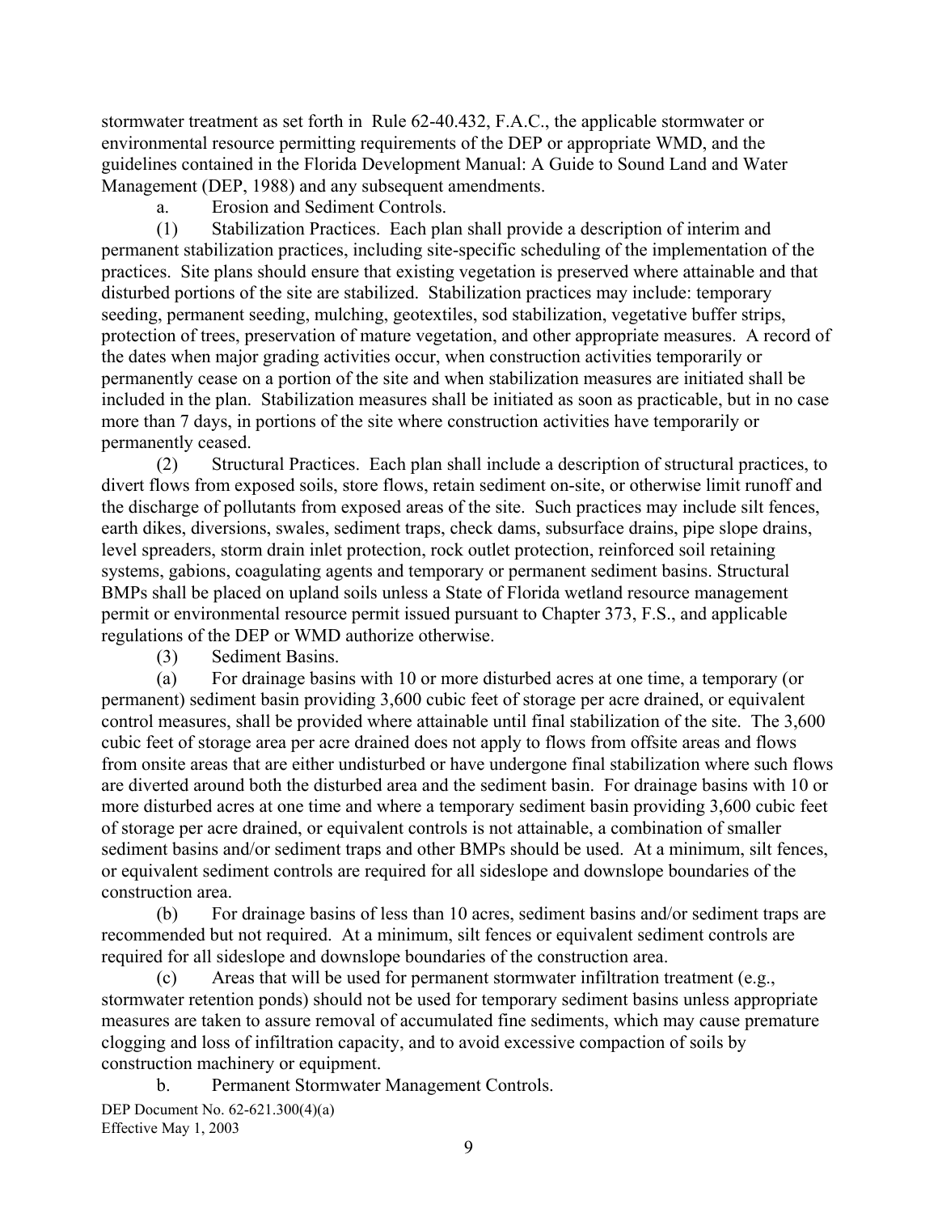stormwater treatment as set forth in Rule 62-40.432, F.A.C., the applicable stormwater or environmental resource permitting requirements of the DEP or appropriate WMD, and the guidelines contained in the Florida Development Manual: A Guide to Sound Land and Water Management (DEP, 1988) and any subsequent amendments.

a. Erosion and Sediment Controls.

(1) Stabilization Practices. Each plan shall provide a description of interim and permanent stabilization practices, including site-specific scheduling of the implementation of the practices. Site plans should ensure that existing vegetation is preserved where attainable and that disturbed portions of the site are stabilized. Stabilization practices may include: temporary seeding, permanent seeding, mulching, geotextiles, sod stabilization, vegetative buffer strips, protection of trees, preservation of mature vegetation, and other appropriate measures. A record of the dates when major grading activities occur, when construction activities temporarily or permanently cease on a portion of the site and when stabilization measures are initiated shall be included in the plan. Stabilization measures shall be initiated as soon as practicable, but in no case more than 7 days, in portions of the site where construction activities have temporarily or permanently ceased.

(2) Structural Practices. Each plan shall include a description of structural practices, to divert flows from exposed soils, store flows, retain sediment on-site, or otherwise limit runoff and the discharge of pollutants from exposed areas of the site. Such practices may include silt fences, earth dikes, diversions, swales, sediment traps, check dams, subsurface drains, pipe slope drains, level spreaders, storm drain inlet protection, rock outlet protection, reinforced soil retaining systems, gabions, coagulating agents and temporary or permanent sediment basins. Structural BMPs shall be placed on upland soils unless a State of Florida wetland resource management permit or environmental resource permit issued pursuant to Chapter 373, F.S., and applicable regulations of the DEP or WMD authorize otherwise.

(3) Sediment Basins.

(a) For drainage basins with 10 or more disturbed acres at one time, a temporary (or permanent) sediment basin providing 3,600 cubic feet of storage per acre drained, or equivalent control measures, shall be provided where attainable until final stabilization of the site. The 3,600 cubic feet of storage area per acre drained does not apply to flows from offsite areas and flows from onsite areas that are either undisturbed or have undergone final stabilization where such flows are diverted around both the disturbed area and the sediment basin. For drainage basins with 10 or more disturbed acres at one time and where a temporary sediment basin providing 3,600 cubic feet of storage per acre drained, or equivalent controls is not attainable, a combination of smaller sediment basins and/or sediment traps and other BMPs should be used. At a minimum, silt fences, or equivalent sediment controls are required for all sideslope and downslope boundaries of the construction area.

(b) For drainage basins of less than 10 acres, sediment basins and/or sediment traps are recommended but not required. At a minimum, silt fences or equivalent sediment controls are required for all sideslope and downslope boundaries of the construction area.

(c) Areas that will be used for permanent stormwater infiltration treatment (e.g., stormwater retention ponds) should not be used for temporary sediment basins unless appropriate measures are taken to assure removal of accumulated fine sediments, which may cause premature clogging and loss of infiltration capacity, and to avoid excessive compaction of soils by construction machinery or equipment.

b. Permanent Stormwater Management Controls.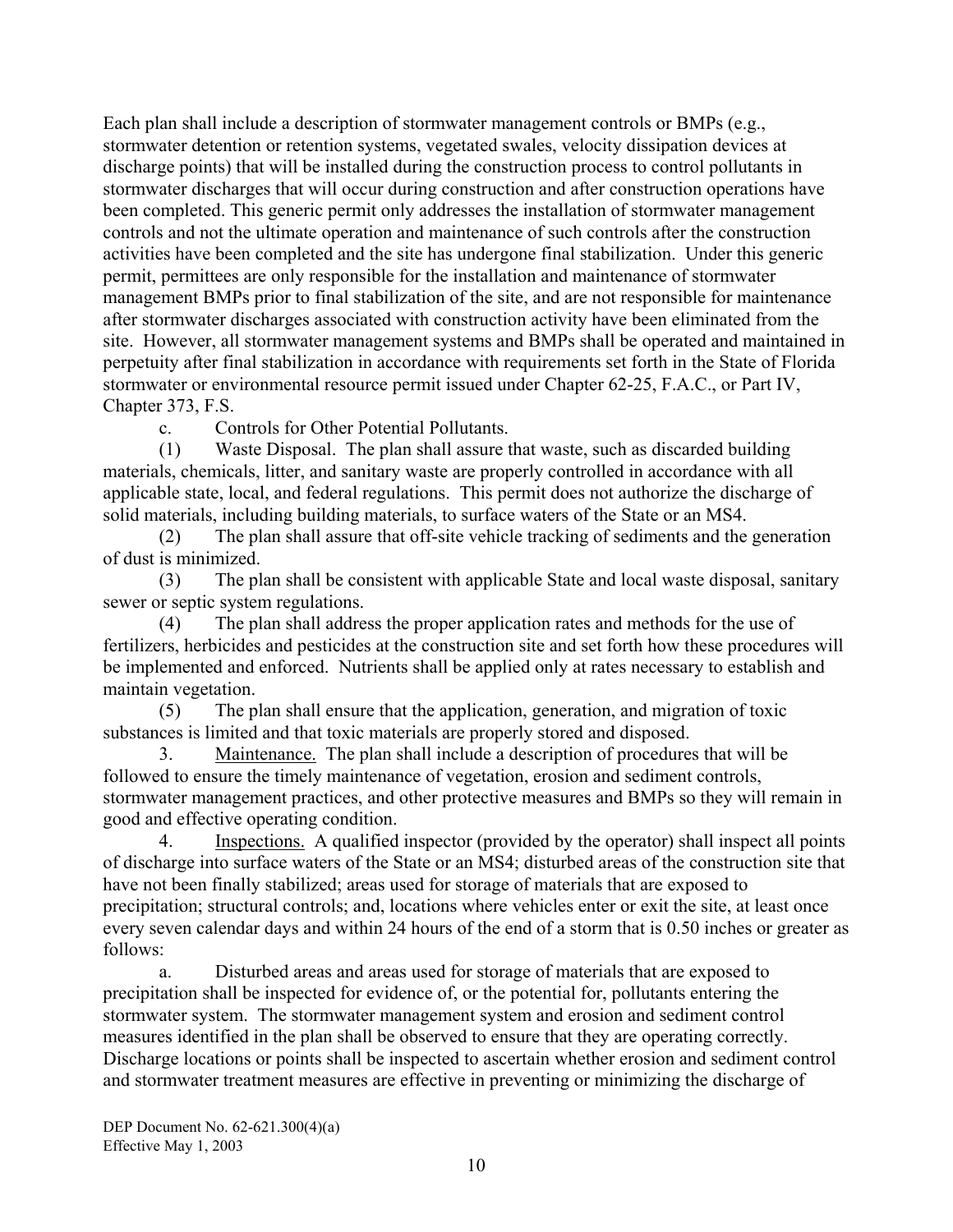Each plan shall include a description of stormwater management controls or BMPs (e.g., stormwater detention or retention systems, vegetated swales, velocity dissipation devices at discharge points) that will be installed during the construction process to control pollutants in stormwater discharges that will occur during construction and after construction operations have been completed. This generic permit only addresses the installation of stormwater management controls and not the ultimate operation and maintenance of such controls after the construction activities have been completed and the site has undergone final stabilization. Under this generic permit, permittees are only responsible for the installation and maintenance of stormwater management BMPs prior to final stabilization of the site, and are not responsible for maintenance after stormwater discharges associated with construction activity have been eliminated from the site. However, all stormwater management systems and BMPs shall be operated and maintained in perpetuity after final stabilization in accordance with requirements set forth in the State of Florida stormwater or environmental resource permit issued under Chapter 62-25, F.A.C., or Part IV, Chapter 373, F.S.

c. Controls for Other Potential Pollutants.

(1) Waste Disposal. The plan shall assure that waste, such as discarded building materials, chemicals, litter, and sanitary waste are properly controlled in accordance with all applicable state, local, and federal regulations. This permit does not authorize the discharge of solid materials, including building materials, to surface waters of the State or an MS4.

(2) The plan shall assure that off-site vehicle tracking of sediments and the generation of dust is minimized.

(3) The plan shall be consistent with applicable State and local waste disposal, sanitary sewer or septic system regulations.

(4) The plan shall address the proper application rates and methods for the use of fertilizers, herbicides and pesticides at the construction site and set forth how these procedures will be implemented and enforced. Nutrients shall be applied only at rates necessary to establish and maintain vegetation.

(5) The plan shall ensure that the application, generation, and migration of toxic substances is limited and that toxic materials are properly stored and disposed.

3. Maintenance. The plan shall include a description of procedures that will be followed to ensure the timely maintenance of vegetation, erosion and sediment controls, stormwater management practices, and other protective measures and BMPs so they will remain in good and effective operating condition.

4. Inspections. A qualified inspector (provided by the operator) shall inspect all points of discharge into surface waters of the State or an MS4; disturbed areas of the construction site that have not been finally stabilized; areas used for storage of materials that are exposed to precipitation; structural controls; and, locations where vehicles enter or exit the site, at least once every seven calendar days and within 24 hours of the end of a storm that is 0.50 inches or greater as follows:

a. Disturbed areas and areas used for storage of materials that are exposed to precipitation shall be inspected for evidence of, or the potential for, pollutants entering the stormwater system. The stormwater management system and erosion and sediment control measures identified in the plan shall be observed to ensure that they are operating correctly. Discharge locations or points shall be inspected to ascertain whether erosion and sediment control and stormwater treatment measures are effective in preventing or minimizing the discharge of

DEP Document No. 62-621.300(4)(a)
Effective May 1, 2003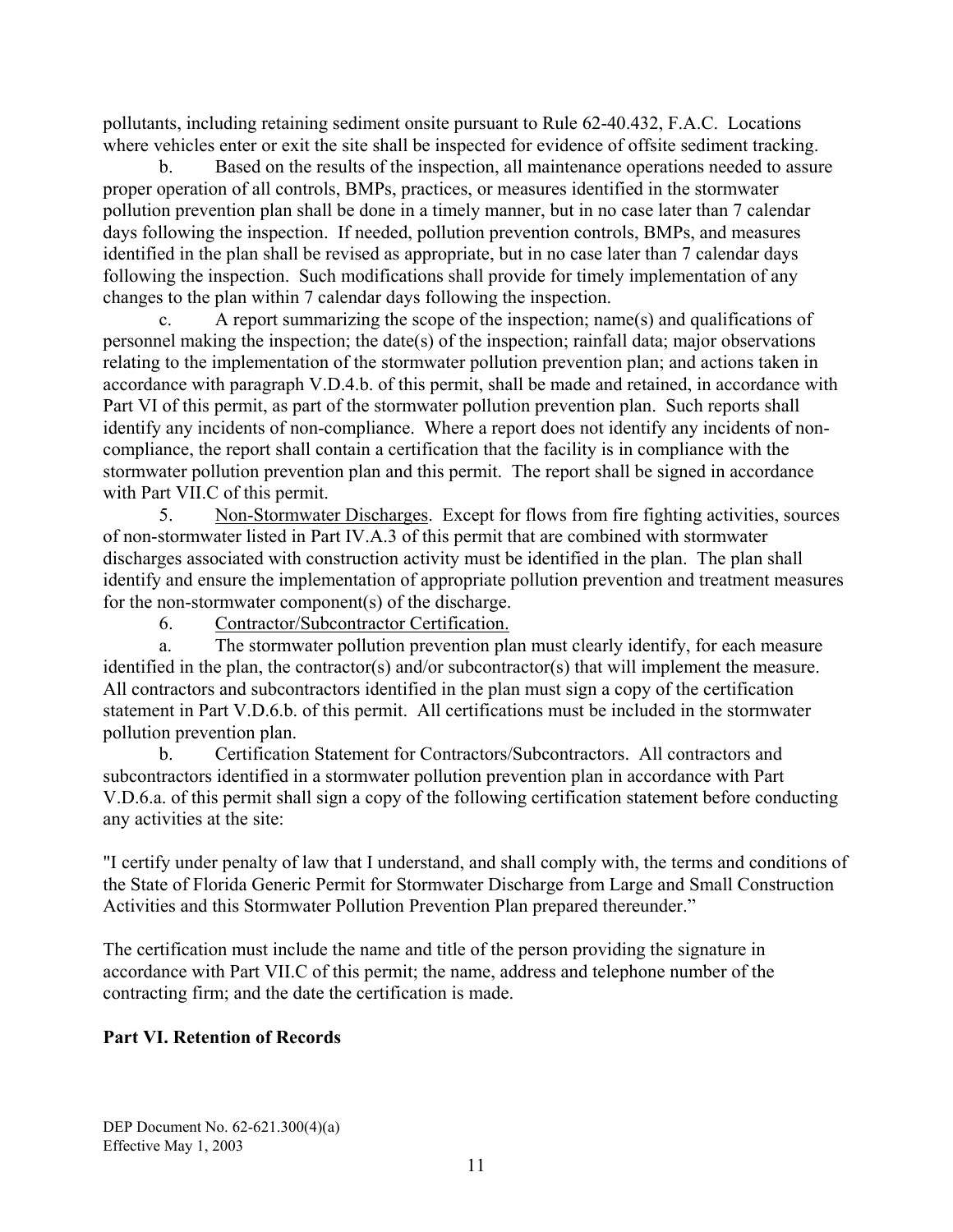pollutants, including retaining sediment onsite pursuant to Rule 62-40.432, F.A.C. Locations where vehicles enter or exit the site shall be inspected for evidence of offsite sediment tracking.

b. Based on the results of the inspection, all maintenance operations needed to assure proper operation of all controls, BMPs, practices, or measures identified in the stormwater pollution prevention plan shall be done in a timely manner, but in no case later than 7 calendar days following the inspection. If needed, pollution prevention controls, BMPs, and measures identified in the plan shall be revised as appropriate, but in no case later than 7 calendar days following the inspection. Such modifications shall provide for timely implementation of any changes to the plan within 7 calendar days following the inspection.

c. A report summarizing the scope of the inspection; name(s) and qualifications of personnel making the inspection; the date(s) of the inspection; rainfall data; major observations relating to the implementation of the stormwater pollution prevention plan; and actions taken in accordance with paragraph V.D.4.b. of this permit, shall be made and retained, in accordance with Part VI of this permit, as part of the stormwater pollution prevention plan. Such reports shall identify any incidents of non-compliance. Where a report does not identify any incidents of non-compliance, the report shall contain a certification that the facility is in compliance with the stormwater pollution prevention plan and this permit. The report shall be signed in accordance with Part VII.C of this permit.

5. Non-Stormwater Discharges. Except for flows from fire fighting activities, sources of non-stormwater listed in Part IV.A.3 of this permit that are combined with stormwater discharges associated with construction activity must be identified in the plan. The plan shall identify and ensure the implementation of appropriate pollution prevention and treatment measures for the non-stormwater component(s) of the discharge.

6. Contractor/Subcontractor Certification.

a. The stormwater pollution prevention plan must clearly identify, for each measure identified in the plan, the contractor(s) and/or subcontractor(s) that will implement the measure. All contractors and subcontractors identified in the plan must sign a copy of the certification statement in Part V.D.6.b. of this permit. All certifications must be included in the stormwater pollution prevention plan.

b. Certification Statement for Contractors/Subcontractors. All contractors and subcontractors identified in a stormwater pollution prevention plan in accordance with Part V.D.6.a. of this permit shall sign a copy of the following certification statement before conducting any activities at the site:

"I certify under penalty of law that I understand, and shall comply with, the terms and conditions of the State of Florida Generic Permit for Stormwater Discharge from Large and Small Construction Activities and this Stormwater Pollution Prevention Plan prepared thereunder."

The certification must include the name and title of the person providing the signature in accordance with Part VII.C of this permit; the name, address and telephone number of the contracting firm; and the date the certification is made.

## Part VI. Retention of Records

DEP Document No. 62-621.300(4)(a)
Effective May 1, 2003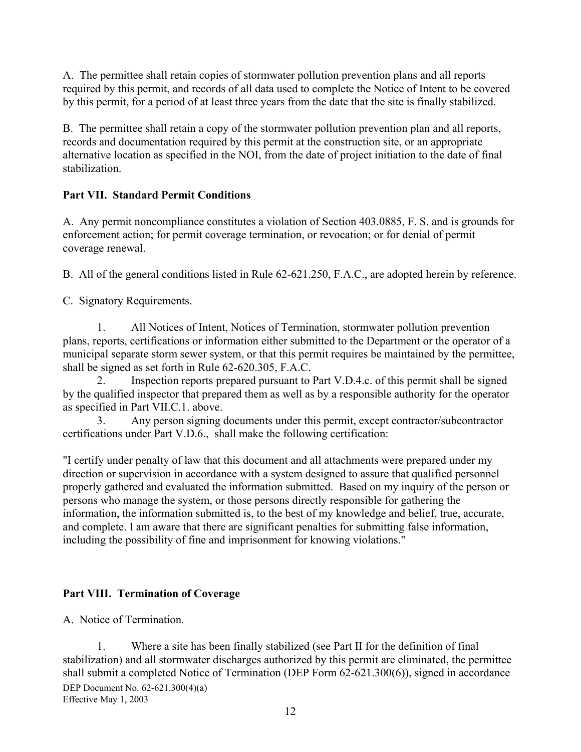A. The permittee shall retain copies of stormwater pollution prevention plans and all reports required by this permit, and records of all data used to complete the Notice of Intent to be covered by this permit, for a period of at least three years from the date that the site is finally stabilized.

B. The permittee shall retain a copy of the stormwater pollution prevention plan and all reports, records and documentation required by this permit at the construction site, or an appropriate alternative location as specified in the NOI, from the date of project initiation to the date of final stabilization.

## Part VII. Standard Permit Conditions

A. Any permit noncompliance constitutes a violation of Section 403.0885, F. S. and is grounds for enforcement action; for permit coverage termination, or revocation; or for denial of permit coverage renewal.

B. All of the general conditions listed in Rule 62-621.250, F.A.C., are adopted herein by reference.

C. Signatory Requirements.

1. All Notices of Intent, Notices of Termination, stormwater pollution prevention plans, reports, certifications or information either submitted to the Department or the operator of a municipal separate storm sewer system, or that this permit requires be maintained by the permittee, shall be signed as set forth in Rule 62-620.305, F.A.C.

2. Inspection reports prepared pursuant to Part V.D.4.c. of this permit shall be signed by the qualified inspector that prepared them as well as by a responsible authority for the operator as specified in Part VII.C.1. above.

3. Any person signing documents under this permit, except contractor/subcontractor certifications under Part V.D.6., shall make the following certification:

"I certify under penalty of law that this document and all attachments were prepared under my direction or supervision in accordance with a system designed to assure that qualified personnel properly gathered and evaluated the information submitted. Based on my inquiry of the person or persons who manage the system, or those persons directly responsible for gathering the information, the information submitted is, to the best of my knowledge and belief, true, accurate, and complete. I am aware that there are significant penalties for submitting false information, including the possibility of fine and imprisonment for knowing violations."

## Part VIII. Termination of Coverage

A. Notice of Termination.

1. Where a site has been finally stabilized (see Part II for the definition of final stabilization) and all stormwater discharges authorized by this permit are eliminated, the permittee shall submit a completed Notice of Termination (DEP Form 62-621.300(6)), signed in accordance

DEP Document No. 62-621.300(4)(a)
Effective May 1, 2003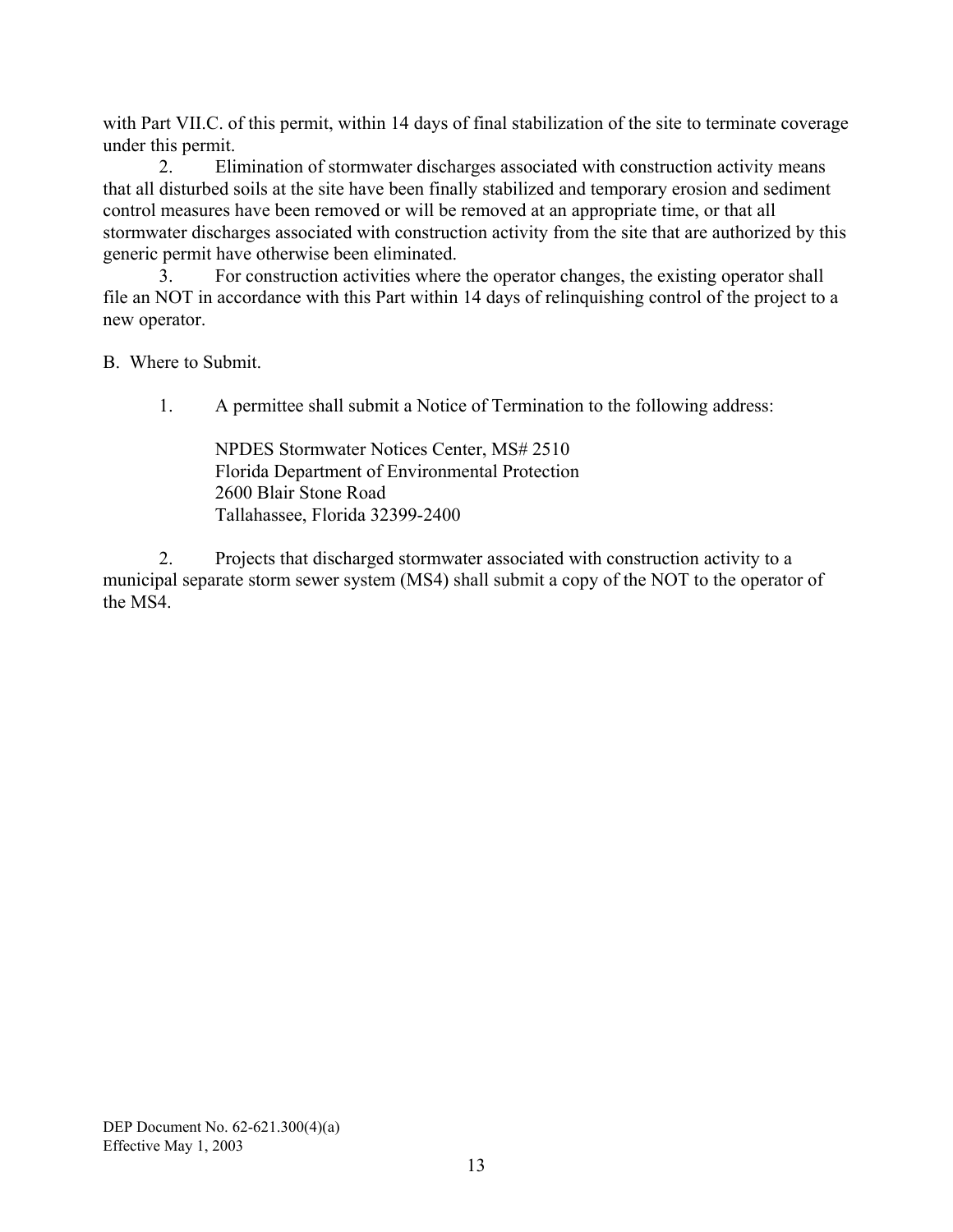with Part VII.C. of this permit, within 14 days of final stabilization of the site to terminate coverage under this permit.

2. Elimination of stormwater discharges associated with construction activity means that all disturbed soils at the site have been finally stabilized and temporary erosion and sediment control measures have been removed or will be removed at an appropriate time, or that all stormwater discharges associated with construction activity from the site that are authorized by this generic permit have otherwise been eliminated.

3. For construction activities where the operator changes, the existing operator shall file an NOT in accordance with this Part within 14 days of relinquishing control of the project to a new operator.

B. Where to Submit.

1. A permittee shall submit a Notice of Termination to the following address:

NPDES Stormwater Notices Center, MS# 2510
Florida Department of Environmental Protection
2600 Blair Stone Road
Tallahassee, Florida 32399-2400

2. Projects that discharged stormwater associated with construction activity to a municipal separate storm sewer system (MS4) shall submit a copy of the NOT to the operator of the MS4.